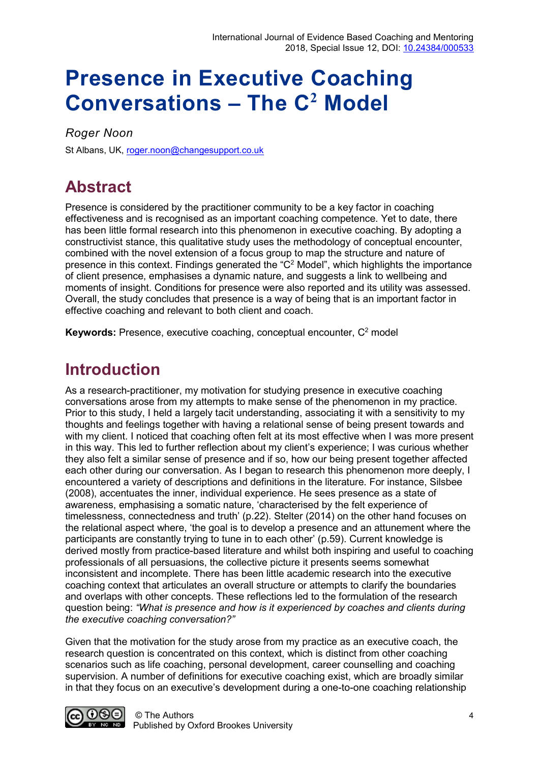# Presence in Executive Coaching Conversations – The $C^2$ Model

*Roger Noon*

St Albans, UK, roger.noon@changesupport.co.uk

## Abstract

Presence is considered by the practitioner community to be a key factor in coaching effectiveness and is recognised as an important coaching competence. Yet to date, there has been little formal research into this phenomenon in executive coaching. By adopting a constructivist stance, this qualitative study uses the methodology of conceptual encounter, combined with the novel extension of a focus group to map the structure and nature of presence in this context. Findings generated the "$C^2$ Model", which highlights the importance of client presence, emphasises a dynamic nature, and suggests a link to wellbeing and moments of insight. Conditions for presence were also reported and its utility was assessed. Overall, the study concludes that presence is a way of being that is an important factor in effective coaching and relevant to both client and coach.

**Keywords:** Presence, executive coaching, conceptual encounter, $C^2$ model

## Introduction

As a research-practitioner, my motivation for studying presence in executive coaching conversations arose from my attempts to make sense of the phenomenon in my practice. Prior to this study, I held a largely tacit understanding, associating it with a sensitivity to my thoughts and feelings together with having a relational sense of being present towards and with my client. I noticed that coaching often felt at its most effective when I was more present in this way. This led to further reflection about my client's experience; I was curious whether they also felt a similar sense of presence and if so, how our being present together affected each other during our conversation. As I began to research this phenomenon more deeply, I encountered a variety of descriptions and definitions in the literature. For instance, Silsbee (2008), accentuates the inner, individual experience. He sees presence as a state of awareness, emphasising a somatic nature, 'characterised by the felt experience of timelessness, connectedness and truth' (p.22). Stelter (2014) on the other hand focuses on the relational aspect where, 'the goal is to develop a presence and an attunement where the participants are constantly trying to tune in to each other' (p.59). Current knowledge is derived mostly from practice-based literature and whilst both inspiring and useful to coaching professionals of all persuasions, the collective picture it presents seems somewhat inconsistent and incomplete. There has been little academic research into the executive coaching context that articulates an overall structure or attempts to clarify the boundaries and overlaps with other concepts. These reflections led to the formulation of the research question being: *"What is presence and how is it experienced by coaches and clients during the executive coaching conversation?"*

Given that the motivation for the study arose from my practice as an executive coach, the research question is concentrated on this context, which is distinct from other coaching scenarios such as life coaching, personal development, career counselling and coaching supervision. A number of definitions for executive coaching exist, which are broadly similar in that they focus on an executive's development during a one-to-one coaching relationship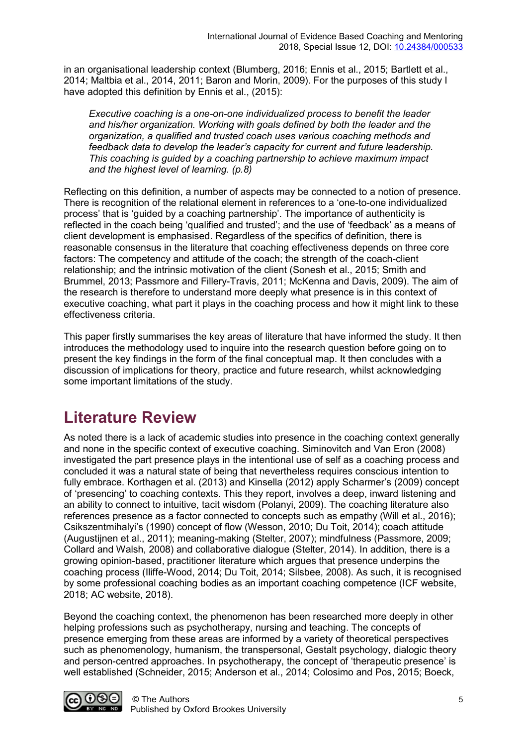in an organisational leadership context (Blumberg, 2016; Ennis et al., 2015; Bartlett et al., 2014; Maltbia et al., 2014, 2011; Baron and Morin, 2009). For the purposes of this study I have adopted this definition by Ennis et al., (2015):

> *Executive coaching is a one-on-one individualized process to benefit the leader and his/her organization. Working with goals defined by both the leader and the organization, a qualified and trusted coach uses various coaching methods and feedback data to develop the leader's capacity for current and future leadership. This coaching is guided by a coaching partnership to achieve maximum impact and the highest level of learning. (p.8)*

Reflecting on this definition, a number of aspects may be connected to a notion of presence. There is recognition of the relational element in references to a 'one-to-one individualized process' that is 'guided by a coaching partnership'. The importance of authenticity is reflected in the coach being 'qualified and trusted'; and the use of 'feedback' as a means of client development is emphasised. Regardless of the specifics of definition, there is reasonable consensus in the literature that coaching effectiveness depends on three core factors: The competency and attitude of the coach; the strength of the coach-client relationship; and the intrinsic motivation of the client (Sonesh et al., 2015; Smith and Brummel, 2013; Passmore and Fillery-Travis, 2011; McKenna and Davis, 2009). The aim of the research is therefore to understand more deeply what presence is in this context of executive coaching, what part it plays in the coaching process and how it might link to these effectiveness criteria.

This paper firstly summarises the key areas of literature that have informed the study. It then introduces the methodology used to inquire into the research question before going on to present the key findings in the form of the final conceptual map. It then concludes with a discussion of implications for theory, practice and future research, whilst acknowledging some important limitations of the study.

## Literature Review

As noted there is a lack of academic studies into presence in the coaching context generally and none in the specific context of executive coaching. Siminovitch and Van Eron (2008) investigated the part presence plays in the intentional use of self as a coaching process and concluded it was a natural state of being that nevertheless requires conscious intention to fully embrace. Korthagen et al. (2013) and Kinsella (2012) apply Scharmer's (2009) concept of 'presencing' to coaching contexts. This they report, involves a deep, inward listening and an ability to connect to intuitive, tacit wisdom (Polanyi, 2009). The coaching literature also references presence as a factor connected to concepts such as empathy (Will et al., 2016); Csikszentmihalyi's (1990) concept of flow (Wesson, 2010; Du Toit, 2014); coach attitude (Augustijnen et al., 2011); meaning-making (Stelter, 2007); mindfulness (Passmore, 2009; Collard and Walsh, 2008) and collaborative dialogue (Stelter, 2014). In addition, there is a growing opinion-based, practitioner literature which argues that presence underpins the coaching process (Iliffe-Wood, 2014; Du Toit, 2014; Silsbee, 2008). As such, it is recognised by some professional coaching bodies as an important coaching competence (ICF website, 2018; AC website, 2018).

Beyond the coaching context, the phenomenon has been researched more deeply in other helping professions such as psychotherapy, nursing and teaching. The concepts of presence emerging from these areas are informed by a variety of theoretical perspectives such as phenomenology, humanism, the transpersonal, Gestalt psychology, dialogic theory and person-centred approaches. In psychotherapy, the concept of 'therapeutic presence' is well established (Schneider, 2015; Anderson et al., 2014; Colosimo and Pos, 2015; Boeck,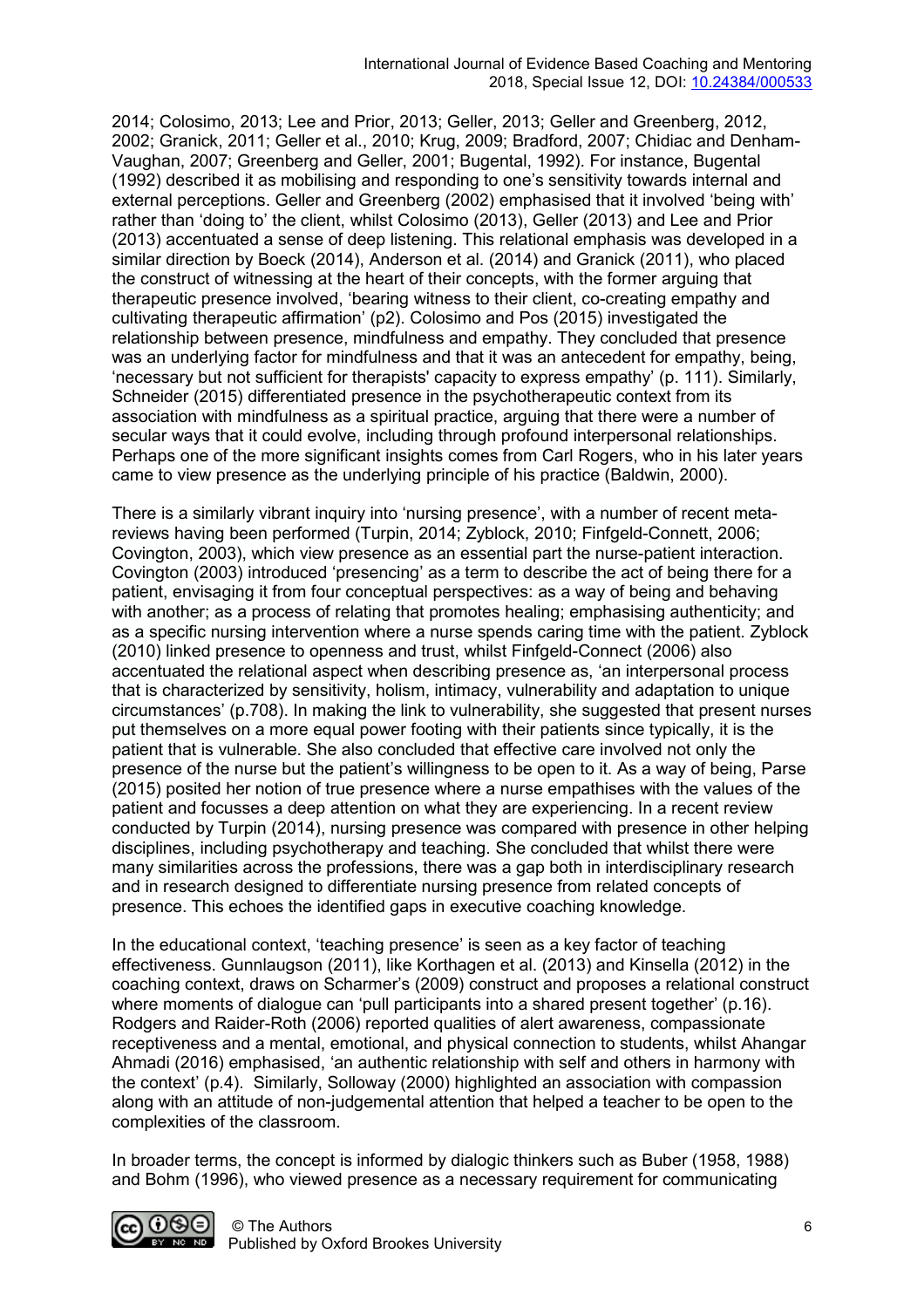2014; Colosimo, 2013; Lee and Prior, 2013; Geller, 2013; Geller and Greenberg, 2012, 2002; Granick, 2011; Geller et al., 2010; Krug, 2009; Bradford, 2007; Chidiac and Denham-Vaughan, 2007; Greenberg and Geller, 2001; Bugental, 1992). For instance, Bugental (1992) described it as mobilising and responding to one's sensitivity towards internal and external perceptions. Geller and Greenberg (2002) emphasised that it involved 'being with' rather than 'doing to' the client, whilst Colosimo (2013), Geller (2013) and Lee and Prior (2013) accentuated a sense of deep listening. This relational emphasis was developed in a similar direction by Boeck (2014), Anderson et al. (2014) and Granick (2011), who placed the construct of witnessing at the heart of their concepts, with the former arguing that therapeutic presence involved, 'bearing witness to their client, co-creating empathy and cultivating therapeutic affirmation' (p2). Colosimo and Pos (2015) investigated the relationship between presence, mindfulness and empathy. They concluded that presence was an underlying factor for mindfulness and that it was an antecedent for empathy, being, 'necessary but not sufficient for therapists' capacity to express empathy' (p. 111). Similarly, Schneider (2015) differentiated presence in the psychotherapeutic context from its association with mindfulness as a spiritual practice, arguing that there were a number of secular ways that it could evolve, including through profound interpersonal relationships. Perhaps one of the more significant insights comes from Carl Rogers, who in his later years came to view presence as the underlying principle of his practice (Baldwin, 2000).

There is a similarly vibrant inquiry into 'nursing presence', with a number of recent meta-reviews having been performed (Turpin, 2014; Zyblock, 2010; Finfgeld-Connett, 2006; Covington, 2003), which view presence as an essential part the nurse-patient interaction. Covington (2003) introduced 'presencing' as a term to describe the act of being there for a patient, envisaging it from four conceptual perspectives: as a way of being and behaving with another; as a process of relating that promotes healing; emphasising authenticity; and as a specific nursing intervention where a nurse spends caring time with the patient. Zyblock (2010) linked presence to openness and trust, whilst Finfgeld-Connect (2006) also accentuated the relational aspect when describing presence as, 'an interpersonal process that is characterized by sensitivity, holism, intimacy, vulnerability and adaptation to unique circumstances' (p.708). In making the link to vulnerability, she suggested that present nurses put themselves on a more equal power footing with their patients since typically, it is the patient that is vulnerable. She also concluded that effective care involved not only the presence of the nurse but the patient's willingness to be open to it. As a way of being, Parse (2015) posited her notion of true presence where a nurse empathises with the values of the patient and focusses a deep attention on what they are experiencing. In a recent review conducted by Turpin (2014), nursing presence was compared with presence in other helping disciplines, including psychotherapy and teaching. She concluded that whilst there were many similarities across the professions, there was a gap both in interdisciplinary research and in research designed to differentiate nursing presence from related concepts of presence. This echoes the identified gaps in executive coaching knowledge.

In the educational context, 'teaching presence' is seen as a key factor of teaching effectiveness. Gunnlaugson (2011), like Korthagen et al. (2013) and Kinsella (2012) in the coaching context, draws on Scharmer's (2009) construct and proposes a relational construct where moments of dialogue can 'pull participants into a shared present together' (p.16). Rodgers and Raider-Roth (2006) reported qualities of alert awareness, compassionate receptiveness and a mental, emotional, and physical connection to students, whilst Ahangar Ahmadi (2016) emphasised, 'an authentic relationship with self and others in harmony with the context' (p.4). Similarly, Solloway (2000) highlighted an association with compassion along with an attitude of non-judgemental attention that helped a teacher to be open to the complexities of the classroom.

In broader terms, the concept is informed by dialogic thinkers such as Buber (1958, 1988) and Bohm (1996), who viewed presence as a necessary requirement for communicating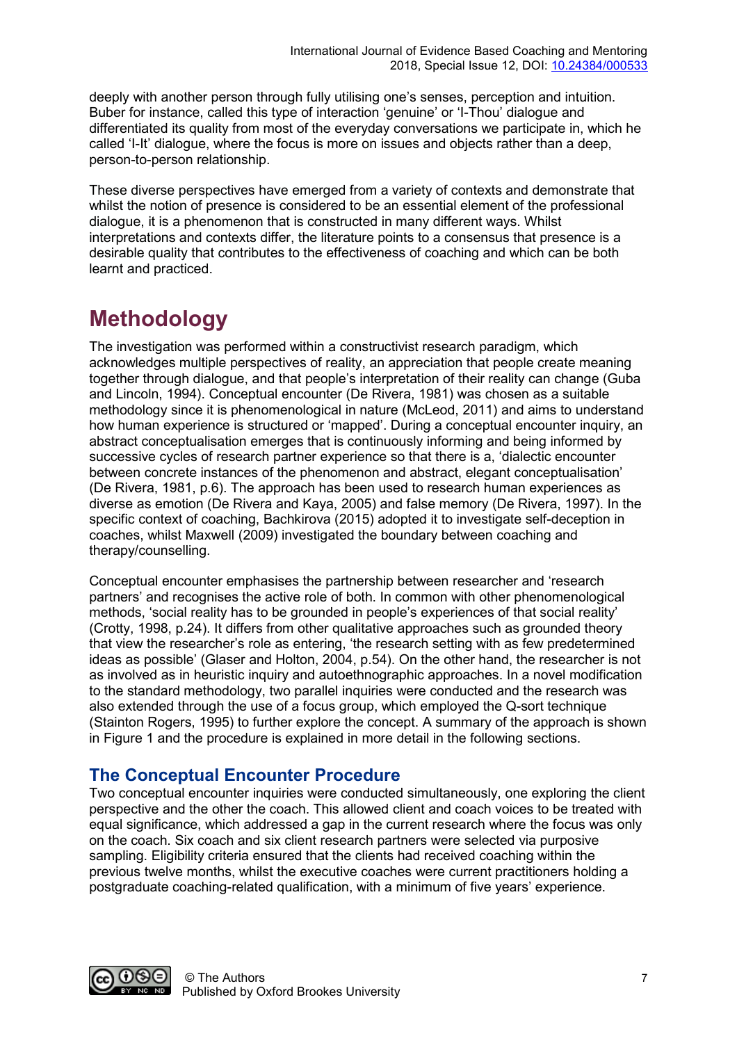deeply with another person through fully utilising one's senses, perception and intuition. Buber for instance, called this type of interaction 'genuine' or 'I-Thou' dialogue and differentiated its quality from most of the everyday conversations we participate in, which he called 'I-It' dialogue, where the focus is more on issues and objects rather than a deep, person-to-person relationship.

These diverse perspectives have emerged from a variety of contexts and demonstrate that whilst the notion of presence is considered to be an essential element of the professional dialogue, it is a phenomenon that is constructed in many different ways. Whilst interpretations and contexts differ, the literature points to a consensus that presence is a desirable quality that contributes to the effectiveness of coaching and which can be both learnt and practiced.

# Methodology

The investigation was performed within a constructivist research paradigm, which acknowledges multiple perspectives of reality, an appreciation that people create meaning together through dialogue, and that people's interpretation of their reality can change (Guba and Lincoln, 1994). Conceptual encounter (De Rivera, 1981) was chosen as a suitable methodology since it is phenomenological in nature (McLeod, 2011) and aims to understand how human experience is structured or 'mapped'. During a conceptual encounter inquiry, an abstract conceptualisation emerges that is continuously informing and being informed by successive cycles of research partner experience so that there is a, 'dialectic encounter between concrete instances of the phenomenon and abstract, elegant conceptualisation' (De Rivera, 1981, p.6). The approach has been used to research human experiences as diverse as emotion (De Rivera and Kaya, 2005) and false memory (De Rivera, 1997). In the specific context of coaching, Bachkirova (2015) adopted it to investigate self-deception in coaches, whilst Maxwell (2009) investigated the boundary between coaching and therapy/counselling.

Conceptual encounter emphasises the partnership between researcher and 'research partners' and recognises the active role of both. In common with other phenomenological methods, 'social reality has to be grounded in people's experiences of that social reality' (Crotty, 1998, p.24). It differs from other qualitative approaches such as grounded theory that view the researcher's role as entering, 'the research setting with as few predetermined ideas as possible' (Glaser and Holton, 2004, p.54). On the other hand, the researcher is not as involved as in heuristic inquiry and autoethnographic approaches. In a novel modification to the standard methodology, two parallel inquiries were conducted and the research was also extended through the use of a focus group, which employed the Q-sort technique (Stainton Rogers, 1995) to further explore the concept. A summary of the approach is shown in Figure 1 and the procedure is explained in more detail in the following sections.

## The Conceptual Encounter Procedure

Two conceptual encounter inquiries were conducted simultaneously, one exploring the client perspective and the other the coach. This allowed client and coach voices to be treated with equal significance, which addressed a gap in the current research where the focus was only on the coach. Six coach and six client research partners were selected via purposive sampling. Eligibility criteria ensured that the clients had received coaching within the previous twelve months, whilst the executive coaches were current practitioners holding a postgraduate coaching-related qualification, with a minimum of five years' experience.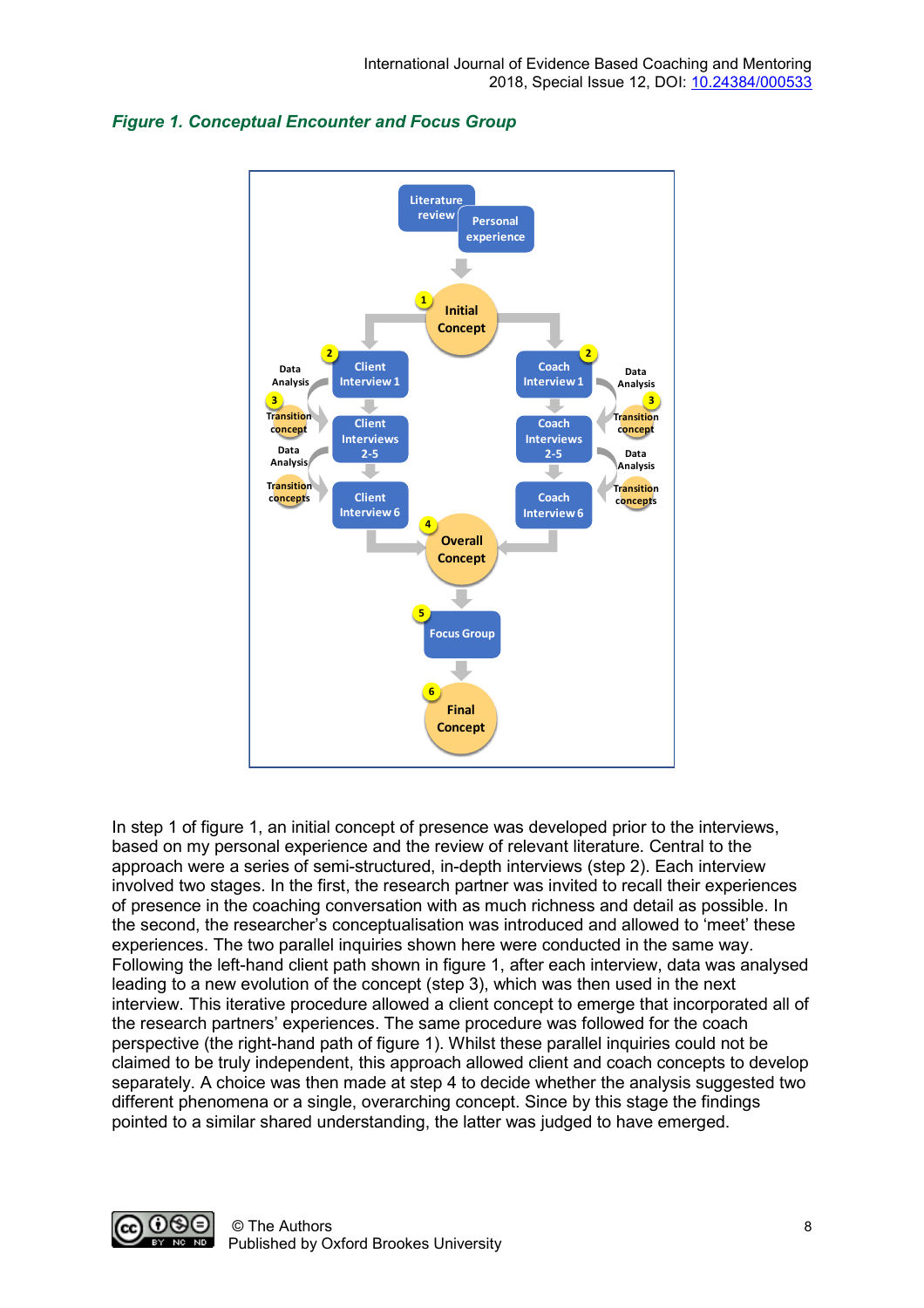*Figure 1. Conceptual Encounter and Focus Group*

In step 1 of figure 1, an initial concept of presence was developed prior to the interviews, based on my personal experience and the review of relevant literature. Central to the approach were a series of semi-structured, in-depth interviews (step 2). Each interview involved two stages. In the first, the research partner was invited to recall their experiences of presence in the coaching conversation with as much richness and detail as possible. In the second, the researcher's conceptualisation was introduced and allowed to 'meet' these experiences. The two parallel inquiries shown here were conducted in the same way. Following the left-hand client path shown in figure 1, after each interview, data was analysed leading to a new evolution of the concept (step 3), which was then used in the next interview. This iterative procedure allowed a client concept to emerge that incorporated all of the research partners' experiences. The same procedure was followed for the coach perspective (the right-hand path of figure 1). Whilst these parallel inquiries could not be claimed to be truly independent, this approach allowed client and coach concepts to develop separately. A choice was then made at step 4 to decide whether the analysis suggested two different phenomena or a single, overarching concept. Since by this stage the findings pointed to a similar shared understanding, the latter was judged to have emerged.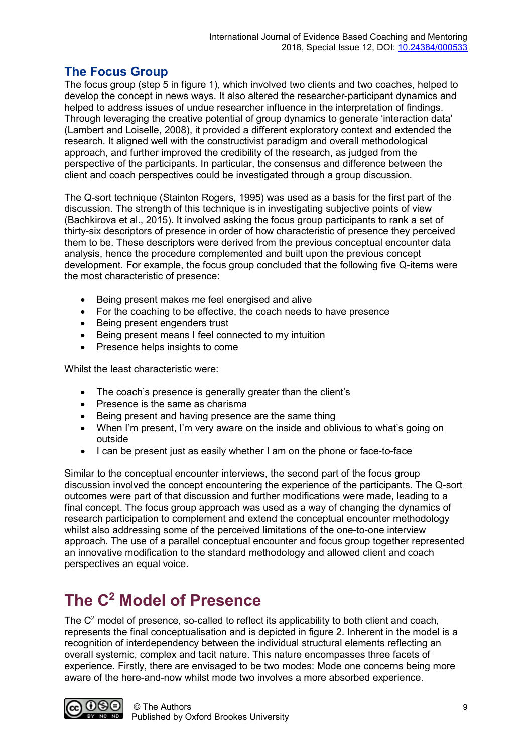## The Focus Group

The focus group (step 5 in figure 1), which involved two clients and two coaches, helped to develop the concept in news ways. It also altered the researcher-participant dynamics and helped to address issues of undue researcher influence in the interpretation of findings. Through leveraging the creative potential of group dynamics to generate 'interaction data' (Lambert and Loiselle, 2008), it provided a different exploratory context and extended the research. It aligned well with the constructivist paradigm and overall methodological approach, and further improved the credibility of the research, as judged from the perspective of the participants. In particular, the consensus and difference between the client and coach perspectives could be investigated through a group discussion.

The Q-sort technique (Stainton Rogers, 1995) was used as a basis for the first part of the discussion. The strength of this technique is in investigating subjective points of view (Bachkirova et al., 2015). It involved asking the focus group participants to rank a set of thirty-six descriptors of presence in order of how characteristic of presence they perceived them to be. These descriptors were derived from the previous conceptual encounter data analysis, hence the procedure complemented and built upon the previous concept development. For example, the focus group concluded that the following five Q-items were the most characteristic of presence:

- Being present makes me feel energised and alive
- For the coaching to be effective, the coach needs to have presence
- Being present engenders trust
- Being present means I feel connected to my intuition
- Presence helps insights to come

Whilst the least characteristic were:

- The coach's presence is generally greater than the client's
- Presence is the same as charisma
- Being present and having presence are the same thing
- When I'm present, I'm very aware on the inside and oblivious to what's going on outside
- I can be present just as easily whether I am on the phone or face-to-face

Similar to the conceptual encounter interviews, the second part of the focus group discussion involved the concept encountering the experience of the participants. The Q-sort outcomes were part of that discussion and further modifications were made, leading to a final concept. The focus group approach was used as a way of changing the dynamics of research participation to complement and extend the conceptual encounter methodology whilst also addressing some of the perceived limitations of the one-to-one interview approach. The use of a parallel conceptual encounter and focus group together represented an innovative modification to the standard methodology and allowed client and coach perspectives an equal voice.

# The $C^2$ Model of Presence

The $C^2$ model of presence, so-called to reflect its applicability to both client and coach, represents the final conceptualisation and is depicted in figure 2. Inherent in the model is a recognition of interdependency between the individual structural elements reflecting an overall systemic, complex and tacit nature. This nature encompasses three facets of experience. Firstly, there are envisaged to be two modes: Mode one concerns being more aware of the here-and-now whilst mode two involves a more absorbed experience.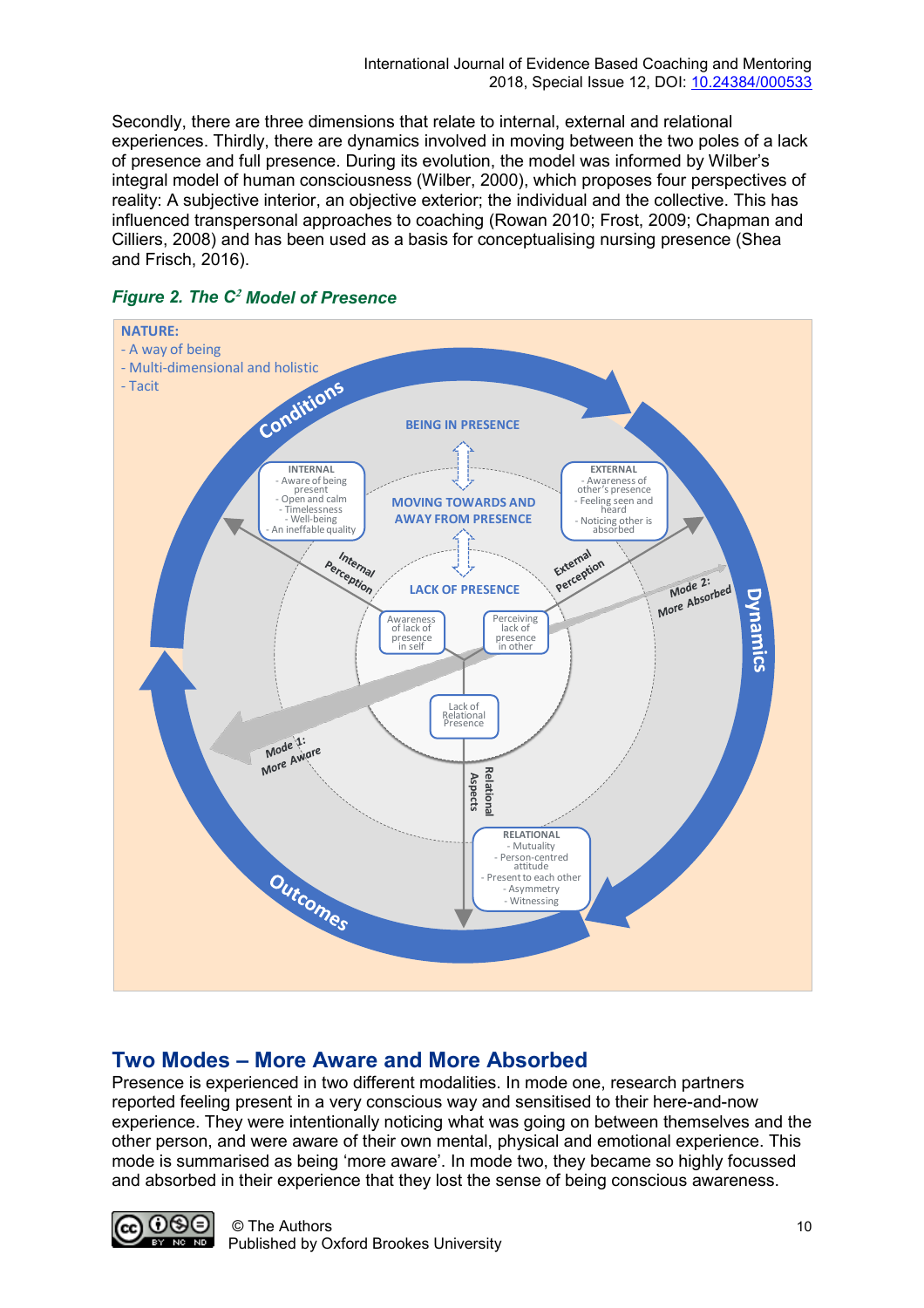Secondly, there are three dimensions that relate to internal, external and relational experiences. Thirdly, there are dynamics involved in moving between the two poles of a lack of presence and full presence. During its evolution, the model was informed by Wilber's integral model of human consciousness (Wilber, 2000), which proposes four perspectives of reality: A subjective interior, an objective exterior; the individual and the collective. This has influenced transpersonal approaches to coaching (Rowan 2010; Frost, 2009; Chapman and Cilliers, 2008) and has been used as a basis for conceptualising nursing presence (Shea and Frisch, 2016).

***Figure 2. The C² Model of Presence***

NATURE:
- A way of being
- Multi-dimensional and holistic
- Tacit

Conditions

BEING IN PRESENCE

MOVING TOWARDS AND AWAY FROM PRESENCE

LACK OF PRESENCE

INTERNAL
- Aware of being present
- Open and calm
- Timelessness
- Well-being
- An ineffable quality

EXTERNAL
- Awareness of other's presence
- Feeling seen and heard
- Noticing other is absorbed

Internal Perception

External Perception

Awareness of lack of presence in self

Perceiving lack of presence in other

Lack of Relational Presence

Relational Aspects

RELATIONAL
- Mutuality
- Person-centred attitude
- Present to each other
- Asymmetry
- Witnessing

Mode 1: More Aware

Mode 2: More Absorbed

Dynamics

Outcomes

## Two Modes – More Aware and More Absorbed

Presence is experienced in two different modalities. In mode one, research partners reported feeling present in a very conscious way and sensitised to their here-and-now experience. They were intentionally noticing what was going on between themselves and the other person, and were aware of their own mental, physical and emotional experience. This mode is summarised as being 'more aware'. In mode two, they became so highly focussed and absorbed in their experience that they lost the sense of being conscious awareness.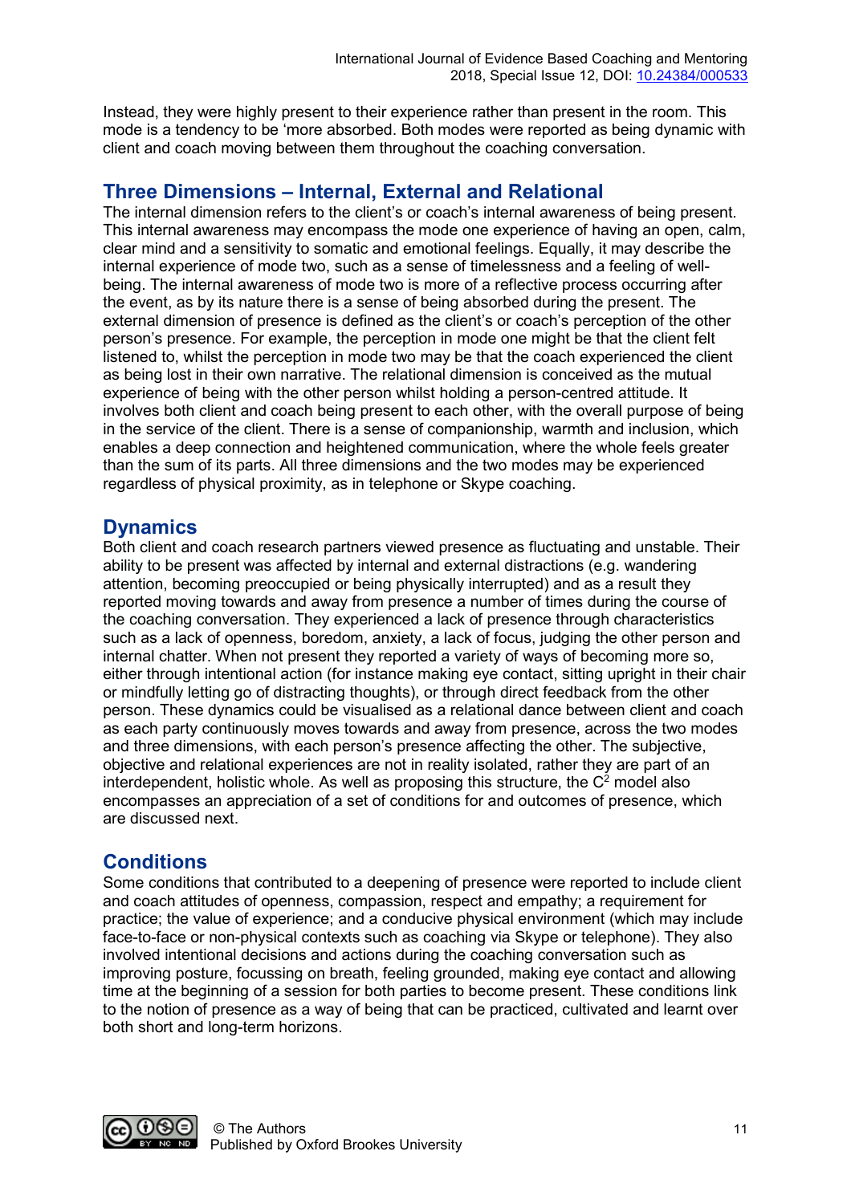Instead, they were highly present to their experience rather than present in the room. This mode is a tendency to be 'more absorbed. Both modes were reported as being dynamic with client and coach moving between them throughout the coaching conversation.

## Three Dimensions – Internal, External and Relational

The internal dimension refers to the client's or coach's internal awareness of being present. This internal awareness may encompass the mode one experience of having an open, calm, clear mind and a sensitivity to somatic and emotional feelings. Equally, it may describe the internal experience of mode two, such as a sense of timelessness and a feeling of well-being. The internal awareness of mode two is more of a reflective process occurring after the event, as by its nature there is a sense of being absorbed during the present. The external dimension of presence is defined as the client's or coach's perception of the other person's presence. For example, the perception in mode one might be that the client felt listened to, whilst the perception in mode two may be that the coach experienced the client as being lost in their own narrative. The relational dimension is conceived as the mutual experience of being with the other person whilst holding a person-centred attitude. It involves both client and coach being present to each other, with the overall purpose of being in the service of the client. There is a sense of companionship, warmth and inclusion, which enables a deep connection and heightened communication, where the whole feels greater than the sum of its parts. All three dimensions and the two modes may be experienced regardless of physical proximity, as in telephone or Skype coaching.

## Dynamics

Both client and coach research partners viewed presence as fluctuating and unstable. Their ability to be present was affected by internal and external distractions (e.g. wandering attention, becoming preoccupied or being physically interrupted) and as a result they reported moving towards and away from presence a number of times during the course of the coaching conversation. They experienced a lack of presence through characteristics such as a lack of openness, boredom, anxiety, a lack of focus, judging the other person and internal chatter. When not present they reported a variety of ways of becoming more so, either through intentional action (for instance making eye contact, sitting upright in their chair or mindfully letting go of distracting thoughts), or through direct feedback from the other person. These dynamics could be visualised as a relational dance between client and coach as each party continuously moves towards and away from presence, across the two modes and three dimensions, with each person's presence affecting the other. The subjective, objective and relational experiences are not in reality isolated, rather they are part of an interdependent, holistic whole. As well as proposing this structure, the $C^2$ model also encompasses an appreciation of a set of conditions for and outcomes of presence, which are discussed next.

## Conditions

Some conditions that contributed to a deepening of presence were reported to include client and coach attitudes of openness, compassion, respect and empathy; a requirement for practice; the value of experience; and a conducive physical environment (which may include face-to-face or non-physical contexts such as coaching via Skype or telephone). They also involved intentional decisions and actions during the coaching conversation such as improving posture, focussing on breath, feeling grounded, making eye contact and allowing time at the beginning of a session for both parties to become present. These conditions link to the notion of presence as a way of being that can be practiced, cultivated and learnt over both short and long-term horizons.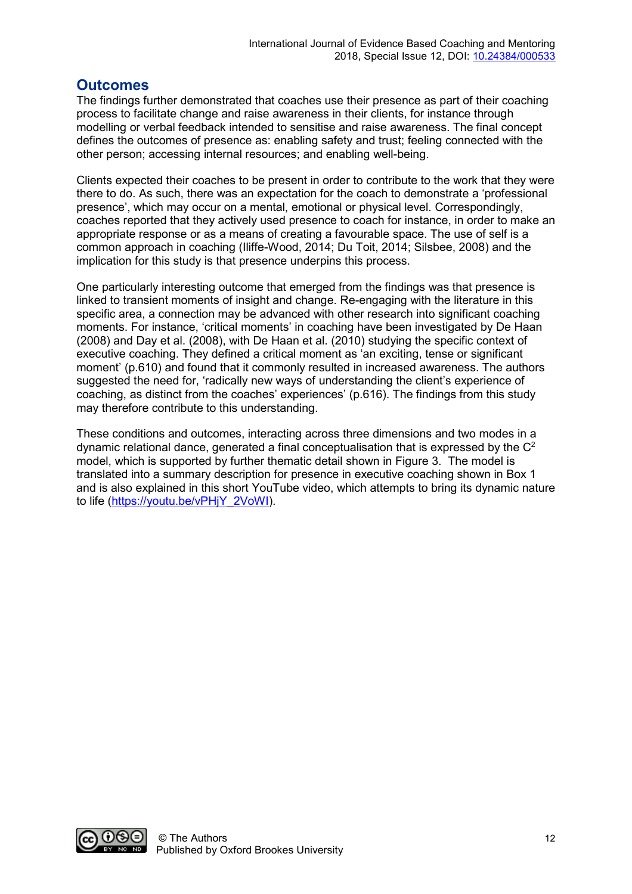## Outcomes

The findings further demonstrated that coaches use their presence as part of their coaching process to facilitate change and raise awareness in their clients, for instance through modelling or verbal feedback intended to sensitise and raise awareness. The final concept defines the outcomes of presence as: enabling safety and trust; feeling connected with the other person; accessing internal resources; and enabling well-being.

Clients expected their coaches to be present in order to contribute to the work that they were there to do. As such, there was an expectation for the coach to demonstrate a 'professional presence', which may occur on a mental, emotional or physical level. Correspondingly, coaches reported that they actively used presence to coach for instance, in order to make an appropriate response or as a means of creating a favourable space. The use of self is a common approach in coaching (Iliffe-Wood, 2014; Du Toit, 2014; Silsbee, 2008) and the implication for this study is that presence underpins this process.

One particularly interesting outcome that emerged from the findings was that presence is linked to transient moments of insight and change. Re-engaging with the literature in this specific area, a connection may be advanced with other research into significant coaching moments. For instance, 'critical moments' in coaching have been investigated by De Haan (2008) and Day et al. (2008), with De Haan et al. (2010) studying the specific context of executive coaching. They defined a critical moment as 'an exciting, tense or significant moment' (p.610) and found that it commonly resulted in increased awareness. The authors suggested the need for, 'radically new ways of understanding the client's experience of coaching, as distinct from the coaches' experiences' (p.616). The findings from this study may therefore contribute to this understanding.

These conditions and outcomes, interacting across three dimensions and two modes in a dynamic relational dance, generated a final conceptualisation that is expressed by the $C^2$ model, which is supported by further thematic detail shown in Figure 3. The model is translated into a summary description for presence in executive coaching shown in Box 1 and is also explained in this short YouTube video, which attempts to bring its dynamic nature to life (https://youtu.be/vPHjY_2VoWI).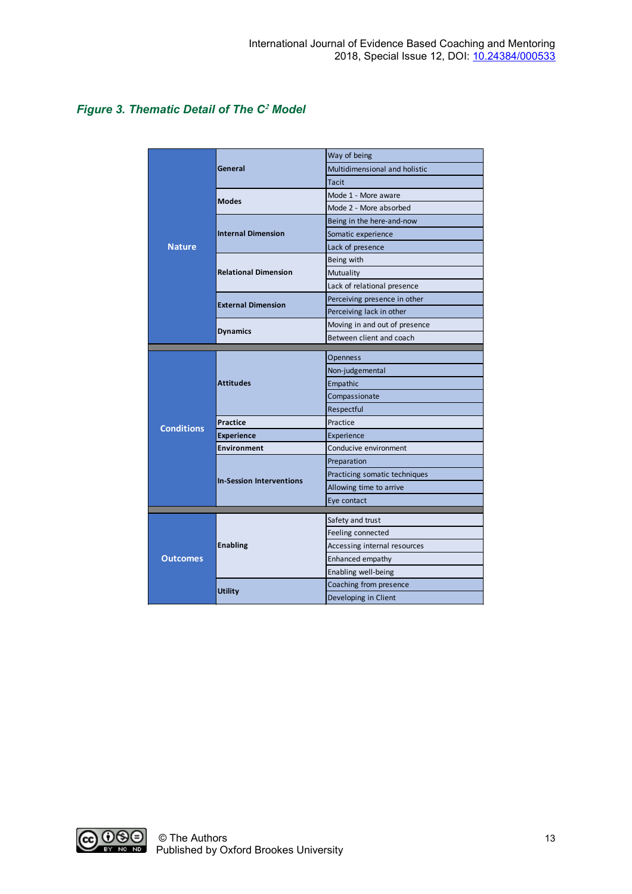*Figure 3. Thematic Detail of The $C^2$ Model*

| | | |
|---|---|---|
| Nature | General | Way of being |
| | | Multidimensional and holistic |
| | | Tacit |
| | Modes | Mode 1 - More aware |
| | | Mode 2 - More absorbed |
| | Internal Dimension | Being in the here-and-now |
| | | Somatic experience |
| | | Lack of presence |
| | Relational Dimension | Being with |
| | | Mutuality |
| | | Lack of relational presence |
| | External Dimension | Perceiving presence in other |
| | | Perceiving lack in other |
| | Dynamics | Moving in and out of presence |
| | | Between client and coach |
| Conditions | Attitudes | Openness |
| | | Non-judgemental |
| | | Empathic |
| | | Compassionate |
| | | Respectful |
| | Practice | Practice |
| | Experience | Experience |
| | Environment | Conducive environment |
| | In-Session Interventions | Preparation |
| | | Practicing somatic techniques |
| | | Allowing time to arrive |
| | | Eye contact |
| Outcomes | Enabling | Safety and trust |
| | | Feeling connected |
| | | Accessing internal resources |
| | | Enhanced empathy |
| | | Enabling well-being |
| | Utility | Coaching from presence |
| | | Developing in Client |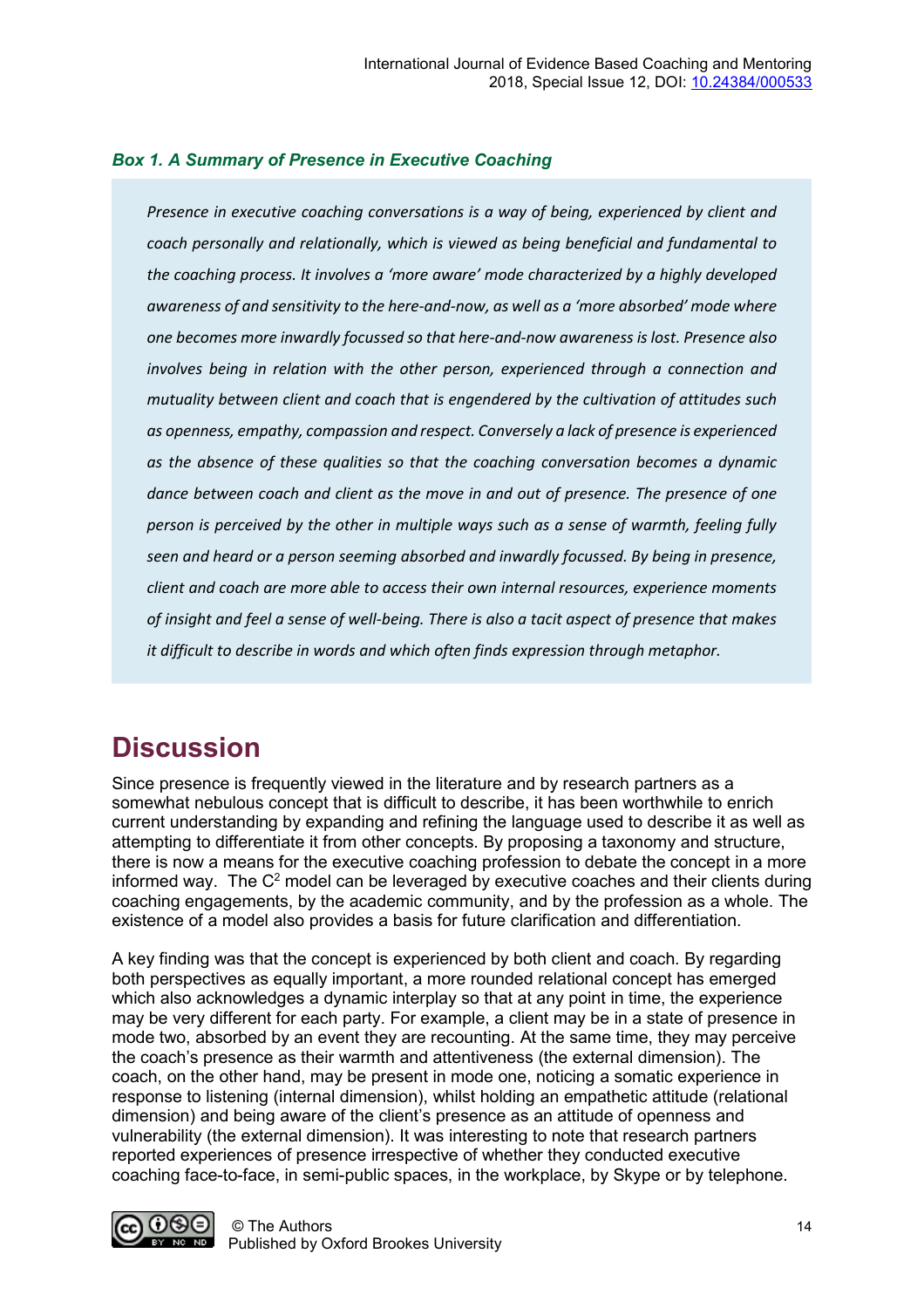***Box 1. A Summary of Presence in Executive Coaching***

> *Presence in executive coaching conversations is a way of being, experienced by client and coach personally and relationally, which is viewed as being beneficial and fundamental to the coaching process. It involves a 'more aware' mode characterized by a highly developed awareness of and sensitivity to the here-and-now, as well as a 'more absorbed' mode where one becomes more inwardly focussed so that here-and-now awareness is lost. Presence also involves being in relation with the other person, experienced through a connection and mutuality between client and coach that is engendered by the cultivation of attitudes such as openness, empathy, compassion and respect. Conversely a lack of presence is experienced as the absence of these qualities so that the coaching conversation becomes a dynamic dance between coach and client as the move in and out of presence. The presence of one person is perceived by the other in multiple ways such as a sense of warmth, feeling fully seen and heard or a person seeming absorbed and inwardly focussed. By being in presence, client and coach are more able to access their own internal resources, experience moments of insight and feel a sense of well-being. There is also a tacit aspect of presence that makes it difficult to describe in words and which often finds expression through metaphor.*

# Discussion

Since presence is frequently viewed in the literature and by research partners as a somewhat nebulous concept that is difficult to describe, it has been worthwhile to enrich current understanding by expanding and refining the language used to describe it as well as attempting to differentiate it from other concepts. By proposing a taxonomy and structure, there is now a means for the executive coaching profession to debate the concept in a more informed way. The $C^2$ model can be leveraged by executive coaches and their clients during coaching engagements, by the academic community, and by the profession as a whole. The existence of a model also provides a basis for future clarification and differentiation.

A key finding was that the concept is experienced by both client and coach. By regarding both perspectives as equally important, a more rounded relational concept has emerged which also acknowledges a dynamic interplay so that at any point in time, the experience may be very different for each party. For example, a client may be in a state of presence in mode two, absorbed by an event they are recounting. At the same time, they may perceive the coach's presence as their warmth and attentiveness (the external dimension). The coach, on the other hand, may be present in mode one, noticing a somatic experience in response to listening (internal dimension), whilst holding an empathetic attitude (relational dimension) and being aware of the client's presence as an attitude of openness and vulnerability (the external dimension). It was interesting to note that research partners reported experiences of presence irrespective of whether they conducted executive coaching face-to-face, in semi-public spaces, in the workplace, by Skype or by telephone.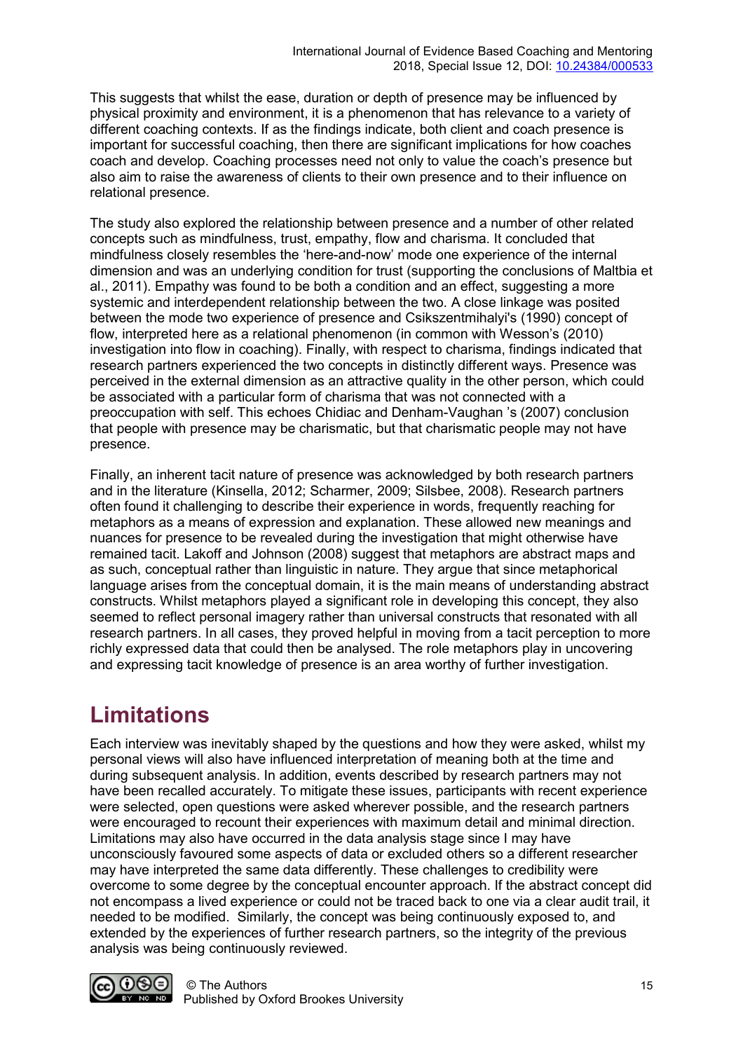This suggests that whilst the ease, duration or depth of presence may be influenced by physical proximity and environment, it is a phenomenon that has relevance to a variety of different coaching contexts. If as the findings indicate, both client and coach presence is important for successful coaching, then there are significant implications for how coaches coach and develop. Coaching processes need not only to value the coach's presence but also aim to raise the awareness of clients to their own presence and to their influence on relational presence.

The study also explored the relationship between presence and a number of other related concepts such as mindfulness, trust, empathy, flow and charisma. It concluded that mindfulness closely resembles the 'here-and-now' mode one experience of the internal dimension and was an underlying condition for trust (supporting the conclusions of Maltbia et al., 2011). Empathy was found to be both a condition and an effect, suggesting a more systemic and interdependent relationship between the two. A close linkage was posited between the mode two experience of presence and Csikszentmihalyi's (1990) concept of flow, interpreted here as a relational phenomenon (in common with Wesson's (2010) investigation into flow in coaching). Finally, with respect to charisma, findings indicated that research partners experienced the two concepts in distinctly different ways. Presence was perceived in the external dimension as an attractive quality in the other person, which could be associated with a particular form of charisma that was not connected with a preoccupation with self. This echoes Chidiac and Denham-Vaughan 's (2007) conclusion that people with presence may be charismatic, but that charismatic people may not have presence.

Finally, an inherent tacit nature of presence was acknowledged by both research partners and in the literature (Kinsella, 2012; Scharmer, 2009; Silsbee, 2008). Research partners often found it challenging to describe their experience in words, frequently reaching for metaphors as a means of expression and explanation. These allowed new meanings and nuances for presence to be revealed during the investigation that might otherwise have remained tacit. Lakoff and Johnson (2008) suggest that metaphors are abstract maps and as such, conceptual rather than linguistic in nature. They argue that since metaphorical language arises from the conceptual domain, it is the main means of understanding abstract constructs. Whilst metaphors played a significant role in developing this concept, they also seemed to reflect personal imagery rather than universal constructs that resonated with all research partners. In all cases, they proved helpful in moving from a tacit perception to more richly expressed data that could then be analysed. The role metaphors play in uncovering and expressing tacit knowledge of presence is an area worthy of further investigation.

# Limitations

Each interview was inevitably shaped by the questions and how they were asked, whilst my personal views will also have influenced interpretation of meaning both at the time and during subsequent analysis. In addition, events described by research partners may not have been recalled accurately. To mitigate these issues, participants with recent experience were selected, open questions were asked wherever possible, and the research partners were encouraged to recount their experiences with maximum detail and minimal direction. Limitations may also have occurred in the data analysis stage since I may have unconsciously favoured some aspects of data or excluded others so a different researcher may have interpreted the same data differently. These challenges to credibility were overcome to some degree by the conceptual encounter approach. If the abstract concept did not encompass a lived experience or could not be traced back to one via a clear audit trail, it needed to be modified. Similarly, the concept was being continuously exposed to, and extended by the experiences of further research partners, so the integrity of the previous analysis was being continuously reviewed.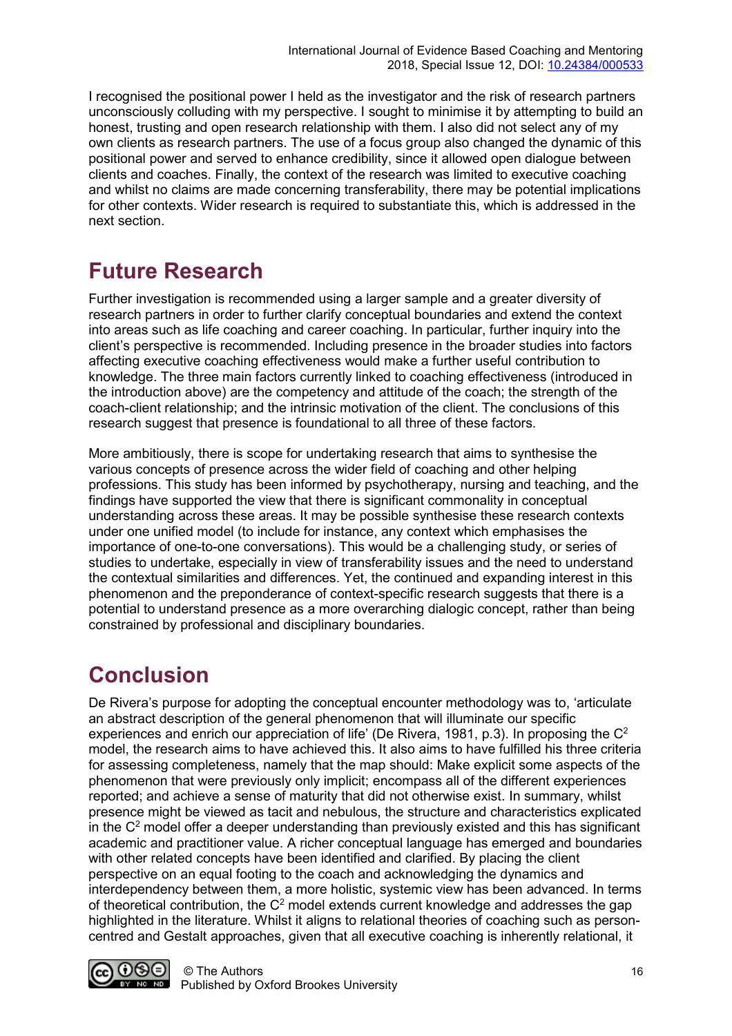I recognised the positional power I held as the investigator and the risk of research partners unconsciously colluding with my perspective. I sought to minimise it by attempting to build an honest, trusting and open research relationship with them. I also did not select any of my own clients as research partners. The use of a focus group also changed the dynamic of this positional power and served to enhance credibility, since it allowed open dialogue between clients and coaches. Finally, the context of the research was limited to executive coaching and whilst no claims are made concerning transferability, there may be potential implications for other contexts. Wider research is required to substantiate this, which is addressed in the next section.

# Future Research

Further investigation is recommended using a larger sample and a greater diversity of research partners in order to further clarify conceptual boundaries and extend the context into areas such as life coaching and career coaching. In particular, further inquiry into the client's perspective is recommended. Including presence in the broader studies into factors affecting executive coaching effectiveness would make a further useful contribution to knowledge. The three main factors currently linked to coaching effectiveness (introduced in the introduction above) are the competency and attitude of the coach; the strength of the coach-client relationship; and the intrinsic motivation of the client. The conclusions of this research suggest that presence is foundational to all three of these factors.

More ambitiously, there is scope for undertaking research that aims to synthesise the various concepts of presence across the wider field of coaching and other helping professions. This study has been informed by psychotherapy, nursing and teaching, and the findings have supported the view that there is significant commonality in conceptual understanding across these areas. It may be possible synthesise these research contexts under one unified model (to include for instance, any context which emphasises the importance of one-to-one conversations). This would be a challenging study, or series of studies to undertake, especially in view of transferability issues and the need to understand the contextual similarities and differences. Yet, the continued and expanding interest in this phenomenon and the preponderance of context-specific research suggests that there is a potential to understand presence as a more overarching dialogic concept, rather than being constrained by professional and disciplinary boundaries.

# Conclusion

De Rivera's purpose for adopting the conceptual encounter methodology was to, 'articulate an abstract description of the general phenomenon that will illuminate our specific experiences and enrich our appreciation of life' (De Rivera, 1981, p.3). In proposing the $C^2$ model, the research aims to have achieved this. It also aims to have fulfilled his three criteria for assessing completeness, namely that the map should: Make explicit some aspects of the phenomenon that were previously only implicit; encompass all of the different experiences reported; and achieve a sense of maturity that did not otherwise exist. In summary, whilst presence might be viewed as tacit and nebulous, the structure and characteristics explicated in the $C^2$ model offer a deeper understanding than previously existed and this has significant academic and practitioner value. A richer conceptual language has emerged and boundaries with other related concepts have been identified and clarified. By placing the client perspective on an equal footing to the coach and acknowledging the dynamics and interdependency between them, a more holistic, systemic view has been advanced. In terms of theoretical contribution, the $C^2$ model extends current knowledge and addresses the gap highlighted in the literature. Whilst it aligns to relational theories of coaching such as person-centred and Gestalt approaches, given that all executive coaching is inherently relational, it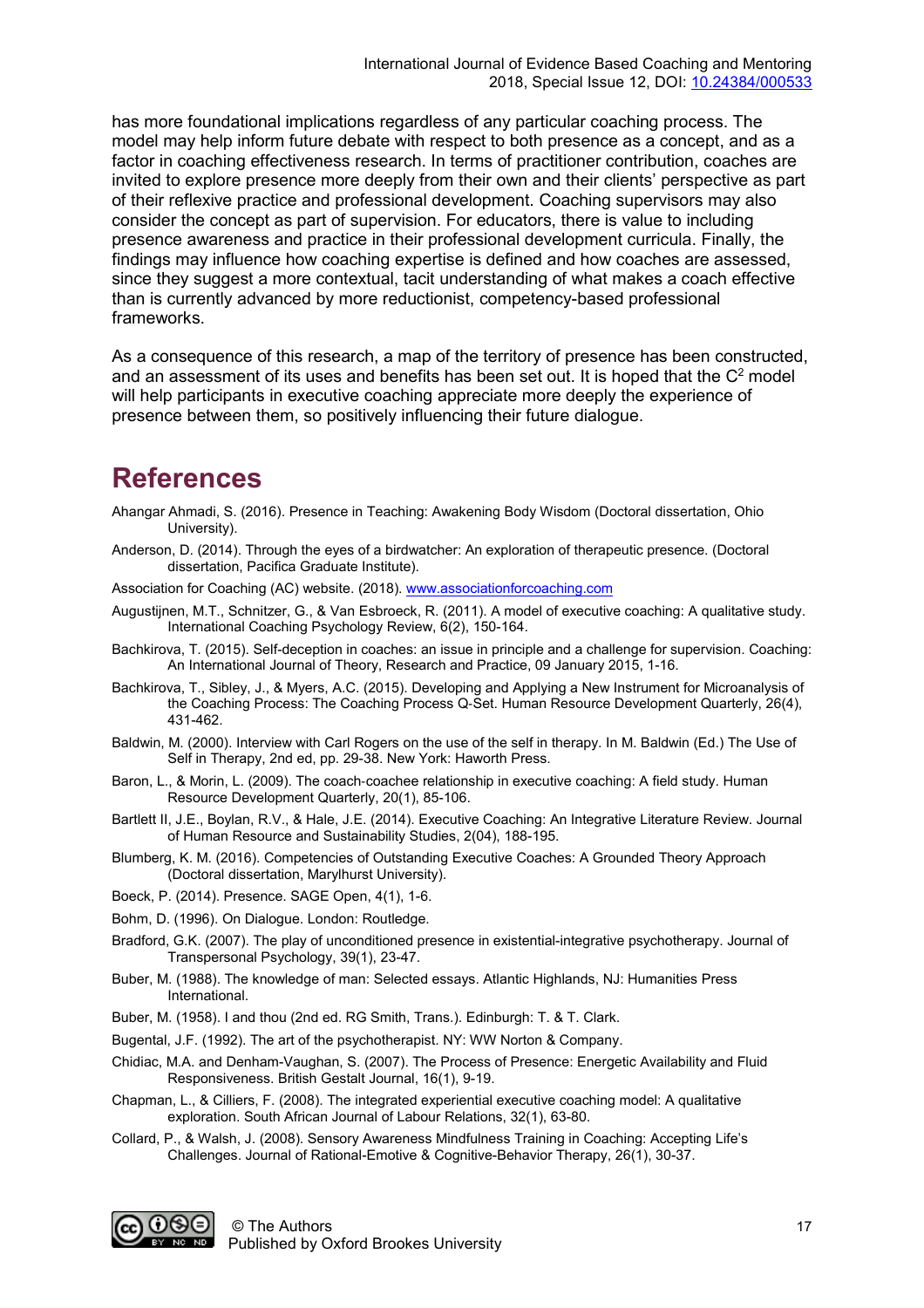has more foundational implications regardless of any particular coaching process. The model may help inform future debate with respect to both presence as a concept, and as a factor in coaching effectiveness research. In terms of practitioner contribution, coaches are invited to explore presence more deeply from their own and their clients' perspective as part of their reflexive practice and professional development. Coaching supervisors may also consider the concept as part of supervision. For educators, there is value to including presence awareness and practice in their professional development curricula. Finally, the findings may influence how coaching expertise is defined and how coaches are assessed, since they suggest a more contextual, tacit understanding of what makes a coach effective than is currently advanced by more reductionist, competency-based professional frameworks.

As a consequence of this research, a map of the territory of presence has been constructed, and an assessment of its uses and benefits has been set out. It is hoped that the $C^2$ model will help participants in executive coaching appreciate more deeply the experience of presence between them, so positively influencing their future dialogue.

# References

Ahangar Ahmadi, S. (2016). Presence in Teaching: Awakening Body Wisdom (Doctoral dissertation, Ohio University).

Anderson, D. (2014). Through the eyes of a birdwatcher: An exploration of therapeutic presence. (Doctoral dissertation, Pacifica Graduate Institute).

Association for Coaching (AC) website. (2018). www.associationforcoaching.com

Augustijnen, M.T., Schnitzer, G., & Van Esbroeck, R. (2011). A model of executive coaching: A qualitative study. International Coaching Psychology Review, 6(2), 150-164.

Bachkirova, T. (2015). Self-deception in coaches: an issue in principle and a challenge for supervision. Coaching: An International Journal of Theory, Research and Practice, 09 January 2015, 1-16.

Bachkirova, T., Sibley, J., & Myers, A.C. (2015). Developing and Applying a New Instrument for Microanalysis of the Coaching Process: The Coaching Process Q-Set. Human Resource Development Quarterly, 26(4), 431-462.

Baldwin, M. (2000). Interview with Carl Rogers on the use of the self in therapy. In M. Baldwin (Ed.) The Use of Self in Therapy, 2nd ed, pp. 29-38. New York: Haworth Press.

Baron, L., & Morin, L. (2009). The coach-coachee relationship in executive coaching: A field study. Human Resource Development Quarterly, 20(1), 85-106.

Bartlett II, J.E., Boylan, R.V., & Hale, J.E. (2014). Executive Coaching: An Integrative Literature Review. Journal of Human Resource and Sustainability Studies, 2(04), 188-195.

Blumberg, K. M. (2016). Competencies of Outstanding Executive Coaches: A Grounded Theory Approach (Doctoral dissertation, Marylhurst University).

Boeck, P. (2014). Presence. SAGE Open, 4(1), 1-6.

Bohm, D. (1996). On Dialogue. London: Routledge.

Bradford, G.K. (2007). The play of unconditioned presence in existential-integrative psychotherapy. Journal of Transpersonal Psychology, 39(1), 23-47.

Buber, M. (1988). The knowledge of man: Selected essays. Atlantic Highlands, NJ: Humanities Press International.

Buber, M. (1958). I and thou (2nd ed. RG Smith, Trans.). Edinburgh: T. & T. Clark.

Bugental, J.F. (1992). The art of the psychotherapist. NY: WW Norton & Company.

Chidiac, M.A. and Denham-Vaughan, S. (2007). The Process of Presence: Energetic Availability and Fluid Responsiveness. British Gestalt Journal, 16(1), 9-19.

Chapman, L., & Cilliers, F. (2008). The integrated experiential executive coaching model: A qualitative exploration. South African Journal of Labour Relations, 32(1), 63-80.

Collard, P., & Walsh, J. (2008). Sensory Awareness Mindfulness Training in Coaching: Accepting Life's Challenges. Journal of Rational-Emotive & Cognitive-Behavior Therapy, 26(1), 30-37.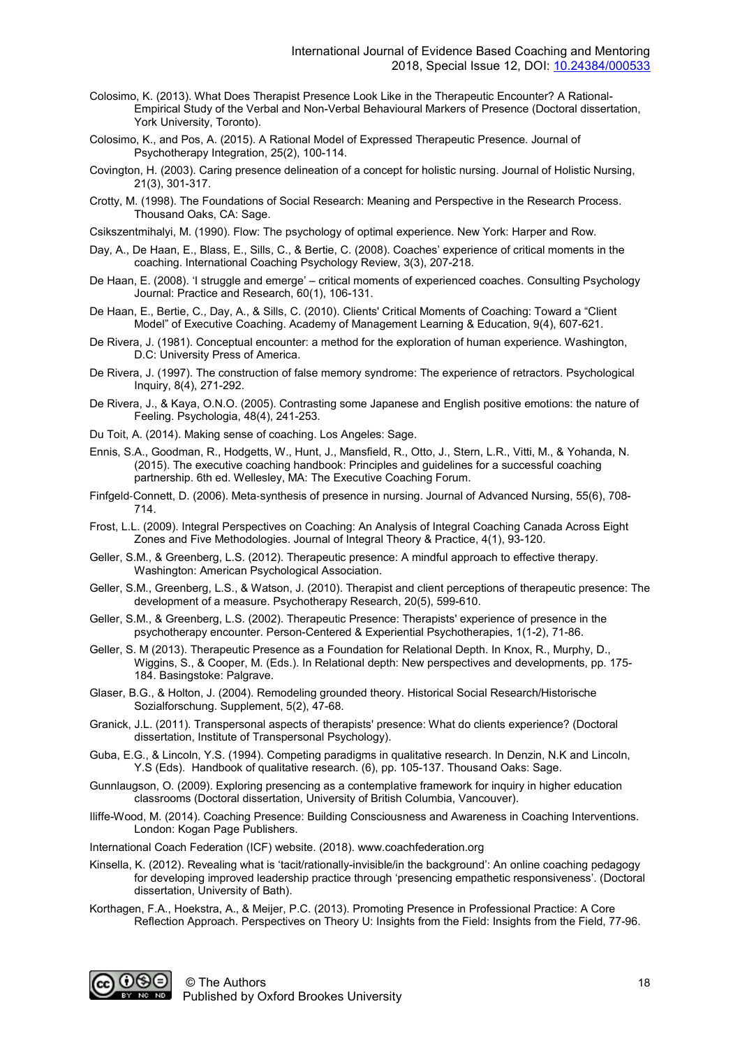Colosimo, K. (2013). What Does Therapist Presence Look Like in the Therapeutic Encounter? A Rational-Empirical Study of the Verbal and Non-Verbal Behavioural Markers of Presence (Doctoral dissertation, York University, Toronto).

Colosimo, K., and Pos, A. (2015). A Rational Model of Expressed Therapeutic Presence. Journal of Psychotherapy Integration, 25(2), 100-114.

Covington, H. (2003). Caring presence delineation of a concept for holistic nursing. Journal of Holistic Nursing, 21(3), 301-317.

Crotty, M. (1998). The Foundations of Social Research: Meaning and Perspective in the Research Process. Thousand Oaks, CA: Sage.

Csikszentmihalyi, M. (1990). Flow: The psychology of optimal experience. New York: Harper and Row.

Day, A., De Haan, E., Blass, E., Sills, C., & Bertie, C. (2008). Coaches' experience of critical moments in the coaching. International Coaching Psychology Review, 3(3), 207-218.

De Haan, E. (2008). 'I struggle and emerge' – critical moments of experienced coaches. Consulting Psychology Journal: Practice and Research, 60(1), 106-131.

De Haan, E., Bertie, C., Day, A., & Sills, C. (2010). Clients' Critical Moments of Coaching: Toward a "Client Model" of Executive Coaching. Academy of Management Learning & Education, 9(4), 607-621.

De Rivera, J. (1981). Conceptual encounter: a method for the exploration of human experience. Washington, D.C: University Press of America.

De Rivera, J. (1997). The construction of false memory syndrome: The experience of retractors. Psychological Inquiry, 8(4), 271-292.

De Rivera, J., & Kaya, O.N.O. (2005). Contrasting some Japanese and English positive emotions: the nature of Feeling. Psychologia, 48(4), 241-253.

Du Toit, A. (2014). Making sense of coaching. Los Angeles: Sage.

Ennis, S.A., Goodman, R., Hodgetts, W., Hunt, J., Mansfield, R., Otto, J., Stern, L.R., Vitti, M., & Yohanda, N. (2015). The executive coaching handbook: Principles and guidelines for a successful coaching partnership. 6th ed. Wellesley, MA: The Executive Coaching Forum.

Finfgeld-Connett, D. (2006). Meta-synthesis of presence in nursing. Journal of Advanced Nursing, 55(6), 708-714.

Frost, L.L. (2009). Integral Perspectives on Coaching: An Analysis of Integral Coaching Canada Across Eight Zones and Five Methodologies. Journal of Integral Theory & Practice, 4(1), 93-120.

Geller, S.M., & Greenberg, L.S. (2012). Therapeutic presence: A mindful approach to effective therapy. Washington: American Psychological Association.

Geller, S.M., Greenberg, L.S., & Watson, J. (2010). Therapist and client perceptions of therapeutic presence: The development of a measure. Psychotherapy Research, 20(5), 599-610.

Geller, S.M., & Greenberg, L.S. (2002). Therapeutic Presence: Therapists' experience of presence in the psychotherapy encounter. Person-Centered & Experiential Psychotherapies, 1(1-2), 71-86.

Geller, S. M (2013). Therapeutic Presence as a Foundation for Relational Depth. In Knox, R., Murphy, D., Wiggins, S., & Cooper, M. (Eds.). In Relational depth: New perspectives and developments, pp. 175-184. Basingstoke: Palgrave.

Glaser, B.G., & Holton, J. (2004). Remodeling grounded theory. Historical Social Research/Historische Sozialforschung. Supplement, 5(2), 47-68.

Granick, J.L. (2011). Transpersonal aspects of therapists' presence: What do clients experience? (Doctoral dissertation, Institute of Transpersonal Psychology).

Guba, E.G., & Lincoln, Y.S. (1994). Competing paradigms in qualitative research. In Denzin, N.K and Lincoln, Y.S (Eds). Handbook of qualitative research. (6), pp. 105-137. Thousand Oaks: Sage.

Gunnlaugson, O. (2009). Exploring presencing as a contemplative framework for inquiry in higher education classrooms (Doctoral dissertation, University of British Columbia, Vancouver).

Iliffe-Wood, M. (2014). Coaching Presence: Building Consciousness and Awareness in Coaching Interventions. London: Kogan Page Publishers.

International Coach Federation (ICF) website. (2018). www.coachfederation.org

Kinsella, K. (2012). Revealing what is 'tacit/rationally-invisible/in the background': An online coaching pedagogy for developing improved leadership practice through 'presencing empathetic responsiveness'. (Doctoral dissertation, University of Bath).

Korthagen, F.A., Hoekstra, A., & Meijer, P.C. (2013). Promoting Presence in Professional Practice: A Core Reflection Approach. Perspectives on Theory U: Insights from the Field: Insights from the Field, 77-96.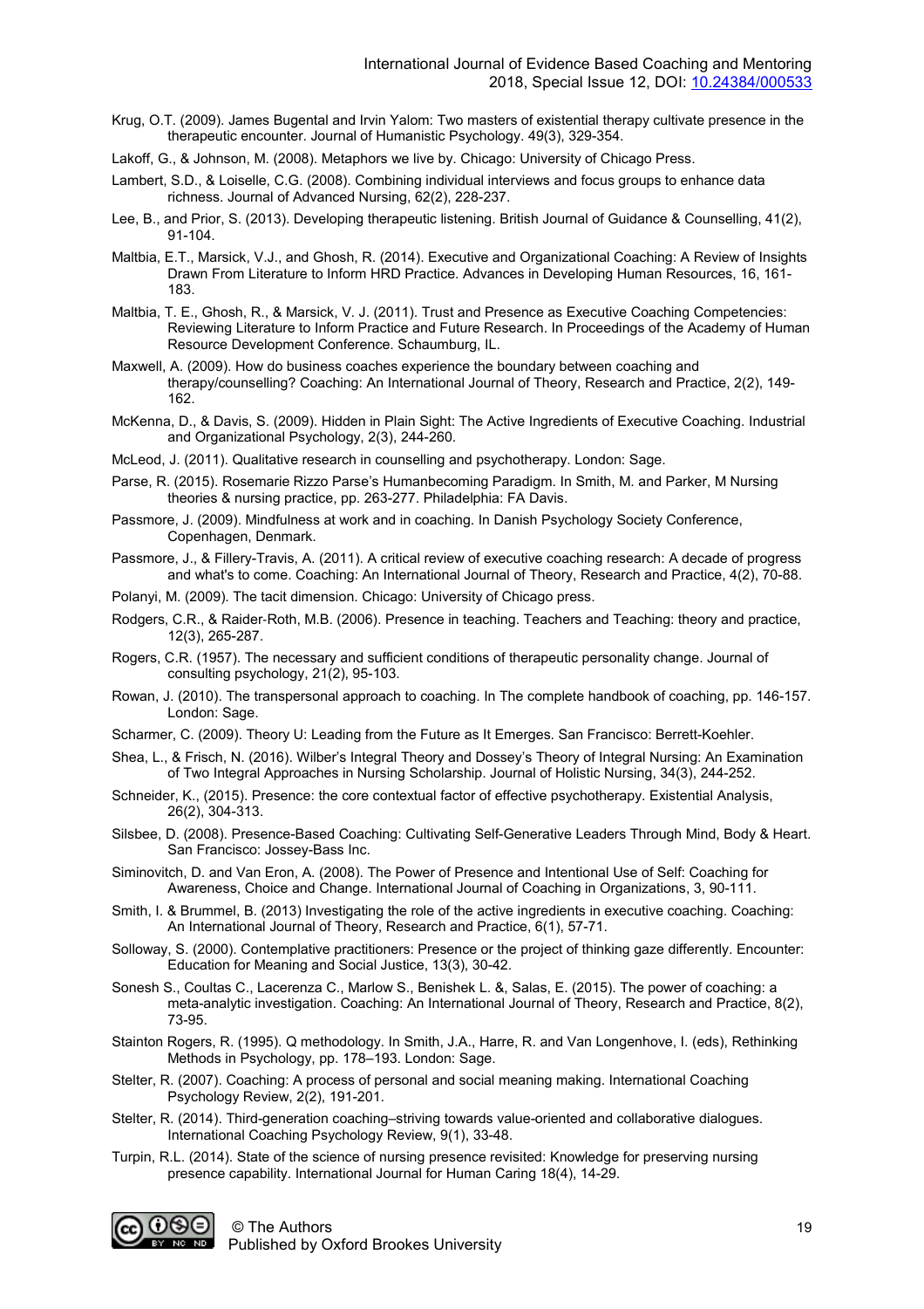Krug, O.T. (2009). James Bugental and Irvin Yalom: Two masters of existential therapy cultivate presence in the therapeutic encounter. Journal of Humanistic Psychology. 49(3), 329-354.

Lakoff, G., & Johnson, M. (2008). Metaphors we live by. Chicago: University of Chicago Press.

Lambert, S.D., & Loiselle, C.G. (2008). Combining individual interviews and focus groups to enhance data richness. Journal of Advanced Nursing, 62(2), 228-237.

Lee, B., and Prior, S. (2013). Developing therapeutic listening. British Journal of Guidance & Counselling, 41(2), 91-104.

Maltbia, E.T., Marsick, V.J., and Ghosh, R. (2014). Executive and Organizational Coaching: A Review of Insights Drawn From Literature to Inform HRD Practice. Advances in Developing Human Resources, 16, 161-183.

Maltbia, T. E., Ghosh, R., & Marsick, V. J. (2011). Trust and Presence as Executive Coaching Competencies: Reviewing Literature to Inform Practice and Future Research. In Proceedings of the Academy of Human Resource Development Conference. Schaumburg, IL.

Maxwell, A. (2009). How do business coaches experience the boundary between coaching and therapy/counselling? Coaching: An International Journal of Theory, Research and Practice, 2(2), 149-162.

McKenna, D., & Davis, S. (2009). Hidden in Plain Sight: The Active Ingredients of Executive Coaching. Industrial and Organizational Psychology, 2(3), 244-260.

McLeod, J. (2011). Qualitative research in counselling and psychotherapy. London: Sage.

Parse, R. (2015). Rosemarie Rizzo Parse's Humanbecoming Paradigm. In Smith, M. and Parker, M Nursing theories & nursing practice, pp. 263-277. Philadelphia: FA Davis.

Passmore, J. (2009). Mindfulness at work and in coaching. In Danish Psychology Society Conference, Copenhagen, Denmark.

Passmore, J., & Fillery-Travis, A. (2011). A critical review of executive coaching research: A decade of progress and what's to come. Coaching: An International Journal of Theory, Research and Practice, 4(2), 70-88.

Polanyi, M. (2009). The tacit dimension. Chicago: University of Chicago press.

Rodgers, C.R., & Raider-Roth, M.B. (2006). Presence in teaching. Teachers and Teaching: theory and practice, 12(3), 265-287.

Rogers, C.R. (1957). The necessary and sufficient conditions of therapeutic personality change. Journal of consulting psychology, 21(2), 95-103.

Rowan, J. (2010). The transpersonal approach to coaching. In The complete handbook of coaching, pp. 146-157. London: Sage.

Scharmer, C. (2009). Theory U: Leading from the Future as It Emerges. San Francisco: Berrett-Koehler.

Shea, L., & Frisch, N. (2016). Wilber's Integral Theory and Dossey's Theory of Integral Nursing: An Examination of Two Integral Approaches in Nursing Scholarship. Journal of Holistic Nursing, 34(3), 244-252.

Schneider, K., (2015). Presence: the core contextual factor of effective psychotherapy. Existential Analysis, 26(2), 304-313.

Silsbee, D. (2008). Presence-Based Coaching: Cultivating Self-Generative Leaders Through Mind, Body & Heart. San Francisco: Jossey-Bass Inc.

Siminovitch, D. and Van Eron, A. (2008). The Power of Presence and Intentional Use of Self: Coaching for Awareness, Choice and Change. International Journal of Coaching in Organizations, 3, 90-111.

Smith, I. & Brummel, B. (2013) Investigating the role of the active ingredients in executive coaching. Coaching: An International Journal of Theory, Research and Practice, 6(1), 57-71.

Solloway, S. (2000). Contemplative practitioners: Presence or the project of thinking gaze differently. Encounter: Education for Meaning and Social Justice, 13(3), 30-42.

Sonesh S., Coultas C., Lacerenza C., Marlow S., Benishek L. &, Salas, E. (2015). The power of coaching: a meta-analytic investigation. Coaching: An International Journal of Theory, Research and Practice, 8(2), 73-95.

Stainton Rogers, R. (1995). Q methodology. In Smith, J.A., Harre, R. and Van Longenhove, I. (eds), Rethinking Methods in Psychology, pp. 178–193. London: Sage.

Stelter, R. (2007). Coaching: A process of personal and social meaning making. International Coaching Psychology Review, 2(2), 191-201.

Stelter, R. (2014). Third-generation coaching–striving towards value-oriented and collaborative dialogues. International Coaching Psychology Review, 9(1), 33-48.

Turpin, R.L. (2014). State of the science of nursing presence revisited: Knowledge for preserving nursing presence capability. International Journal for Human Caring 18(4), 14-29.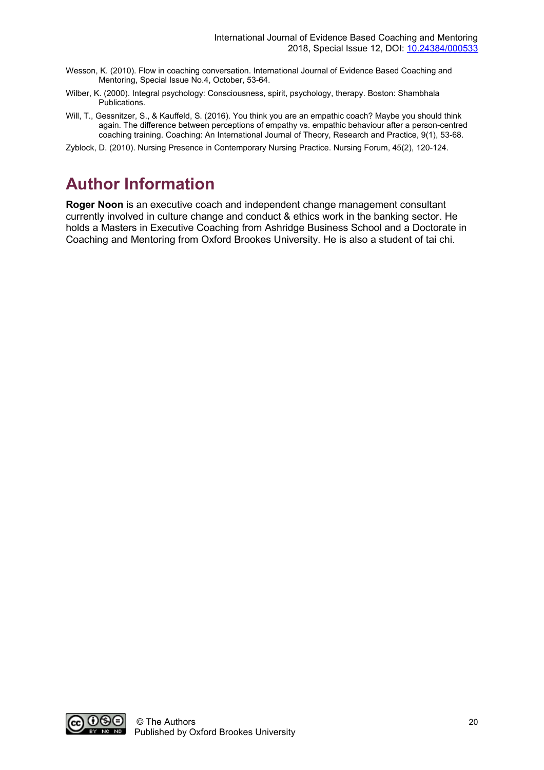Wesson, K. (2010). Flow in coaching conversation. International Journal of Evidence Based Coaching and Mentoring, Special Issue No.4, October, 53-64.

Wilber, K. (2000). Integral psychology: Consciousness, spirit, psychology, therapy. Boston: Shambhala Publications.

Will, T., Gessnitzer, S., & Kauffeld, S. (2016). You think you are an empathic coach? Maybe you should think again. The difference between perceptions of empathy vs. empathic behaviour after a person-centred coaching training. Coaching: An International Journal of Theory, Research and Practice, 9(1), 53-68.

Zyblock, D. (2010). Nursing Presence in Contemporary Nursing Practice. Nursing Forum, 45(2), 120-124.

# Author Information

**Roger Noon** is an executive coach and independent change management consultant currently involved in culture change and conduct & ethics work in the banking sector. He holds a Masters in Executive Coaching from Ashridge Business School and a Doctorate in Coaching and Mentoring from Oxford Brookes University. He is also a student of tai chi.